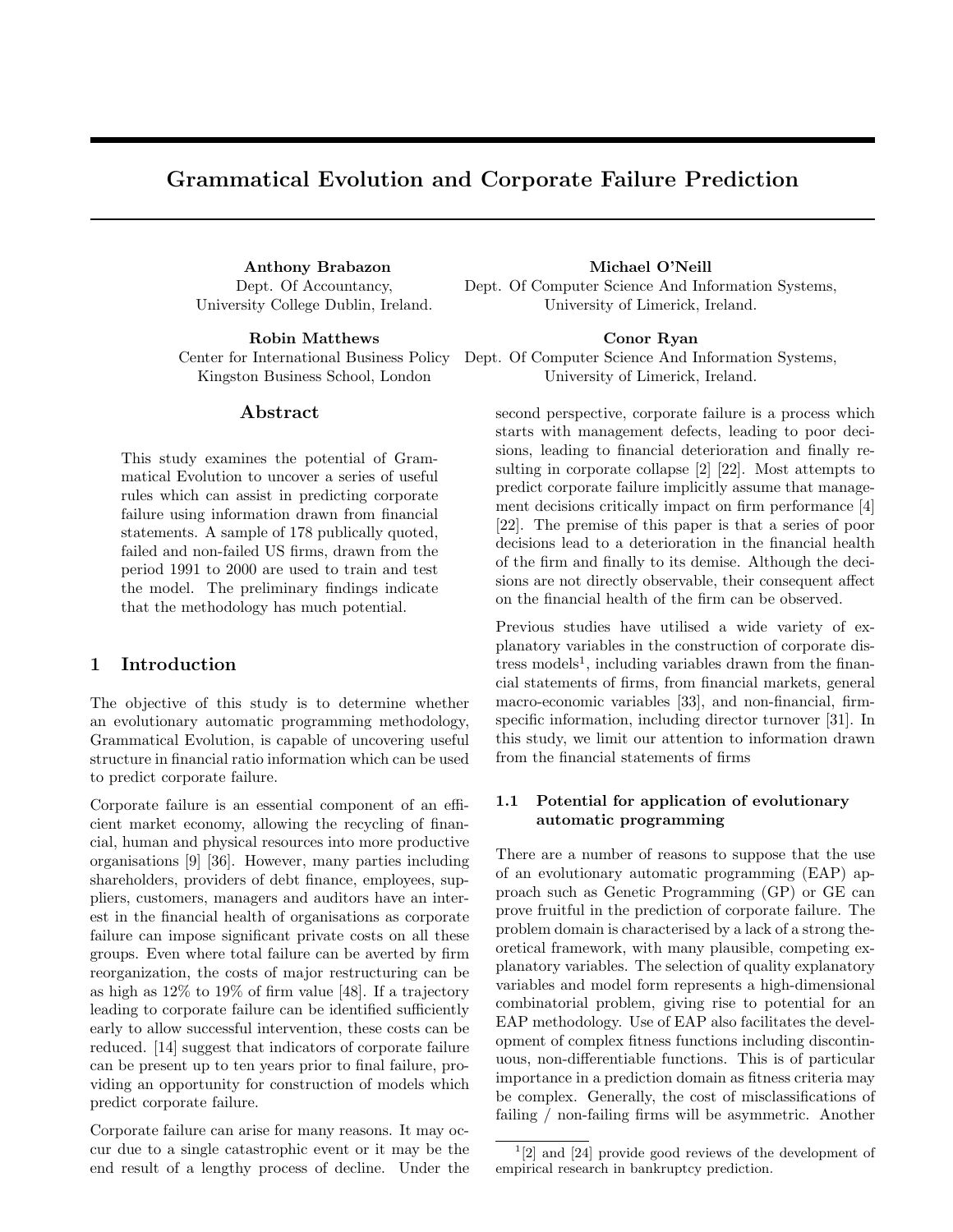# Grammatical Evolution and Corporate Failure Prediction

**Anthony Brabazon**
Dept. Of Accountancy,
University College Dublin, Ireland.

**Michael O'Neill**
Dept. Of Computer Science And Information Systems,
University of Limerick, Ireland.

**Robin Matthews**
Center for International Business Policy
Kingston Business School, London

**Conor Ryan**
Dept. Of Computer Science And Information Systems,
University of Limerick, Ireland.

## Abstract

This study examines the potential of Grammatical Evolution to uncover a series of useful rules which can assist in predicting corporate failure using information drawn from financial statements. A sample of 178 publically quoted, failed and non-failed US firms, drawn from the period 1991 to 2000 are used to train and test the model. The preliminary findings indicate that the methodology has much potential.

## 1 Introduction

The objective of this study is to determine whether an evolutionary automatic programming methodology, Grammatical Evolution, is capable of uncovering useful structure in financial ratio information which can be used to predict corporate failure.

Corporate failure is an essential component of an efficient market economy, allowing the recycling of financial, human and physical resources into more productive organisations [9] [36]. However, many parties including shareholders, providers of debt finance, employees, suppliers, customers, managers and auditors have an interest in the financial health of organisations as corporate failure can impose significant private costs on all these groups. Even where total failure can be averted by firm reorganization, the costs of major restructuring can be as high as 12% to 19% of firm value [48]. If a trajectory leading to corporate failure can be identified sufficiently early to allow successful intervention, these costs can be reduced. [14] suggest that indicators of corporate failure can be present up to ten years prior to final failure, providing an opportunity for construction of models which predict corporate failure.

Corporate failure can arise for many reasons. It may occur due to a single catastrophic event or it may be the end result of a lengthy process of decline. Under the second perspective, corporate failure is a process which starts with management defects, leading to poor decisions, leading to financial deterioration and finally resulting in corporate collapse [2] [22]. Most attempts to predict corporate failure implicitly assume that management decisions critically impact on firm performance [4] [22]. The premise of this paper is that a series of poor decisions lead to a deterioration in the financial health of the firm and finally to its demise. Although the decisions are not directly observable, their consequent affect on the financial health of the firm can be observed.

Previous studies have utilised a wide variety of explanatory variables in the construction of corporate distress models[1], including variables drawn from the financial statements of firms, from financial markets, general macro-economic variables [33], and non-financial, firm-specific information, including director turnover [31]. In this study, we limit our attention to information drawn from the financial statements of firms

### 1.1 Potential for application of evolutionary automatic programming

There are a number of reasons to suppose that the use of an evolutionary automatic programming (EAP) approach such as Genetic Programming (GP) or GE can prove fruitful in the prediction of corporate failure. The problem domain is characterised by a lack of a strong theoretical framework, with many plausible, competing explanatory variables. The selection of quality explanatory variables and model form represents a high-dimensional combinatorial problem, giving rise to potential for an EAP methodology. Use of EAP also facilitates the development of complex fitness functions including discontinuous, non-differentiable functions. This is of particular importance in a prediction domain as fitness criteria may be complex. Generally, the cost of misclassifications of failing / non-failing firms will be asymmetric. Another

[1] [2] and [24] provide good reviews of the development of empirical research in bankruptcy prediction.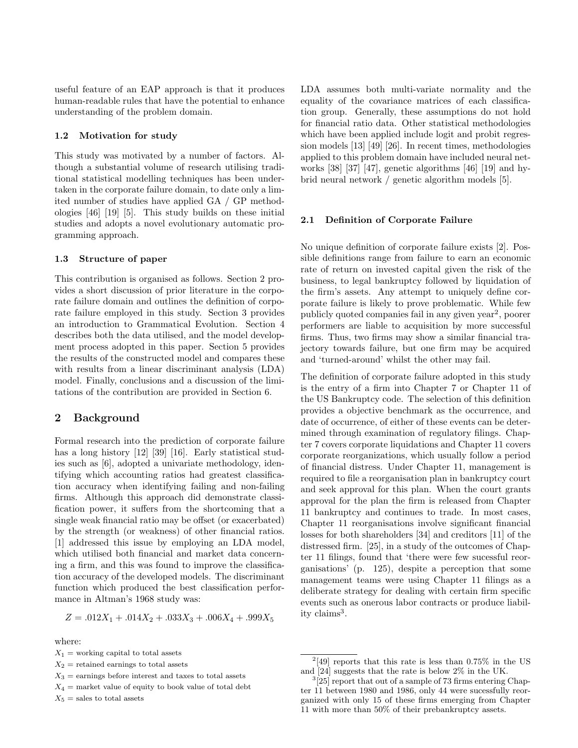useful feature of an EAP approach is that it produces human-readable rules that have the potential to enhance understanding of the problem domain.

### 1.2 Motivation for study

This study was motivated by a number of factors. Although a substantial volume of research utilising traditional statistical modelling techniques has been undertaken in the corporate failure domain, to date only a limited number of studies have applied GA / GP methodologies [46] [19] [5]. This study builds on these initial studies and adopts a novel evolutionary automatic programming approach.

### 1.3 Structure of paper

This contribution is organised as follows. Section 2 provides a short discussion of prior literature in the corporate failure domain and outlines the definition of corporate failure employed in this study. Section 3 provides an introduction to Grammatical Evolution. Section 4 describes both the data utilised, and the model development process adopted in this paper. Section 5 provides the results of the constructed model and compares these with results from a linear discriminant analysis (LDA) model. Finally, conclusions and a discussion of the limitations of the contribution are provided in Section 6.

## 2 Background

Formal research into the prediction of corporate failure has a long history [12] [39] [16]. Early statistical studies such as [6], adopted a univariate methodology, identifying which accounting ratios had greatest classification accuracy when identifying failing and non-failing firms. Although this approach did demonstrate classification power, it suffers from the shortcoming that a single weak financial ratio may be offset (or exacerbated) by the strength (or weakness) of other financial ratios. [1] addressed this issue by employing an LDA model, which utilised both financial and market data concerning a firm, and this was found to improve the classification accuracy of the developed models. The discriminant function which produced the best classification performance in Altman's 1968 study was:

$$Z = .012X_1 + .014X_2 + .033X_3 + .006X_4 + .999X_5$$

where:

$X_1$ = working capital to total assets

$X_2$ = retained earnings to total assets

$X_3$ = earnings before interest and taxes to total assets

$X_4$ = market value of equity to book value of total debt

$X_5$ = sales to total assets

LDA assumes both multi-variate normality and the equality of the covariance matrices of each classification group. Generally, these assumptions do not hold for financial ratio data. Other statistical methodologies which have been applied include logit and probit regression models [13] [49] [26]. In recent times, methodologies applied to this problem domain have included neural networks [38] [37] [47], genetic algorithms [46] [19] and hybrid neural network / genetic algorithm models [5].

### 2.1 Definition of Corporate Failure

No unique definition of corporate failure exists [2]. Possible definitions range from failure to earn an economic rate of return on invested capital given the risk of the business, to legal bankruptcy followed by liquidation of the firm's assets. Any attempt to uniquely define corporate failure is likely to prove problematic. While few publicly quoted companies fail in any given year[2], poorer performers are liable to acquisition by more successful firms. Thus, two firms may show a similar financial trajectory towards failure, but one firm may be acquired and 'turned-around' whilst the other may fail.

The definition of corporate failure adopted in this study is the entry of a firm into Chapter 7 or Chapter 11 of the US Bankruptcy code. The selection of this definition provides a objective benchmark as the occurrence, and date of occurrence, of either of these events can be determined through examination of regulatory filings. Chapter 7 covers corporate liquidations and Chapter 11 covers corporate reorganizations, which usually follow a period of financial distress. Under Chapter 11, management is required to file a reorganisation plan in bankruptcy court and seek approval for this plan. When the court grants approval for the plan the firm is released from Chapter 11 bankruptcy and continues to trade. In most cases, Chapter 11 reorganisations involve significant financial losses for both shareholders [34] and creditors [11] of the distressed firm. [25], in a study of the outcomes of Chapter 11 filings, found that 'there were few sucessful reorganisations' (p. 125), despite a perception that some management teams were using Chapter 11 filings as a deliberate strategy for dealing with certain firm specific events such as onerous labor contracts or produce liability claims[3].

[2] [49] reports that this rate is less than 0.75% in the US and [24] suggests that the rate is below 2% in the UK.

[3] [25] report that out of a sample of 73 firms entering Chapter 11 between 1980 and 1986, only 44 were sucessfully reorganized with only 15 of these firms emerging from Chapter 11 with more than 50% of their prebankruptcy assets.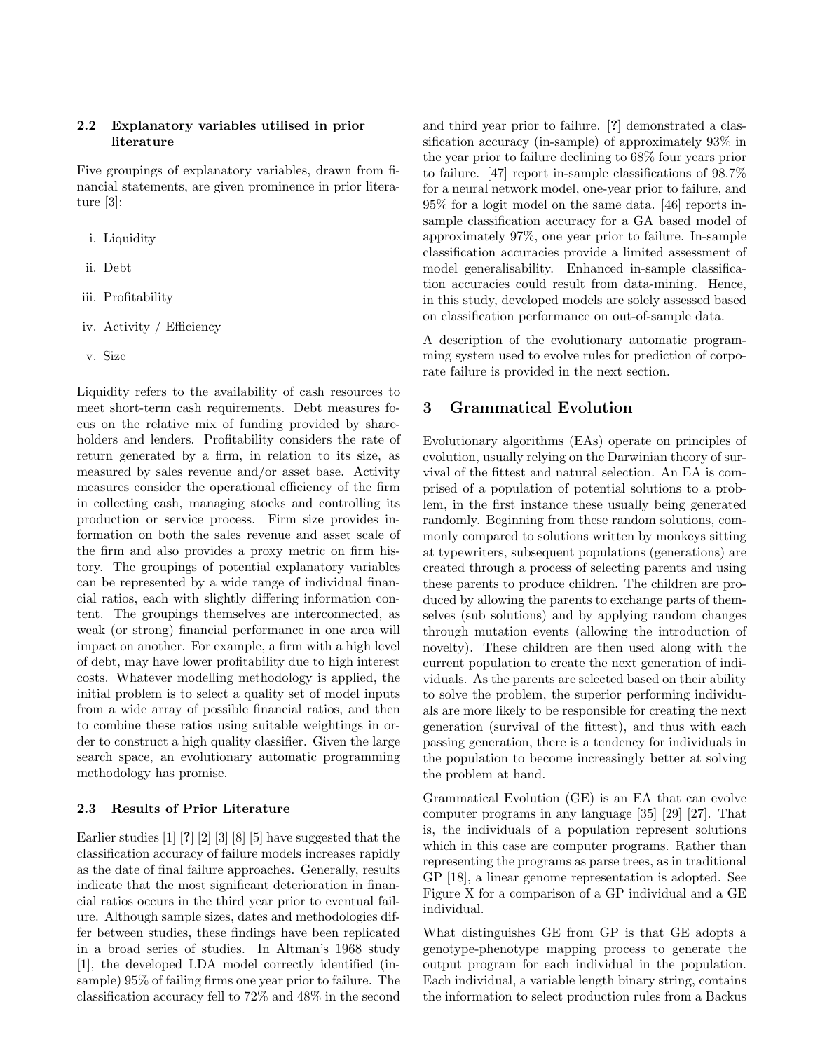### 2.2 Explanatory variables utilised in prior literature

Five groupings of explanatory variables, drawn from financial statements, are given prominence in prior literature [3]:

- i. Liquidity
- ii. Debt
- iii. Profitability
- iv. Activity / Efficiency
- v. Size

Liquidity refers to the availability of cash resources to meet short-term cash requirements. Debt measures focus on the relative mix of funding provided by shareholders and lenders. Profitability considers the rate of return generated by a firm, in relation to its size, as measured by sales revenue and/or asset base. Activity measures consider the operational efficiency of the firm in collecting cash, managing stocks and controlling its production or service process. Firm size provides information on both the sales revenue and asset scale of the firm and also provides a proxy metric on firm history. The groupings of potential explanatory variables can be represented by a wide range of individual financial ratios, each with slightly differing information content. The groupings themselves are interconnected, as weak (or strong) financial performance in one area will impact on another. For example, a firm with a high level of debt, may have lower profitability due to high interest costs. Whatever modelling methodology is applied, the initial problem is to select a quality set of model inputs from a wide array of possible financial ratios, and then to combine these ratios using suitable weightings in order to construct a high quality classifier. Given the large search space, an evolutionary automatic programming methodology has promise.

### 2.3 Results of Prior Literature

Earlier studies [1] [?] [2] [3] [8] [5] have suggested that the classification accuracy of failure models increases rapidly as the date of final failure approaches. Generally, results indicate that the most significant deterioration in financial ratios occurs in the third year prior to eventual failure. Although sample sizes, dates and methodologies differ between studies, these findings have been replicated in a broad series of studies. In Altman's 1968 study [1], the developed LDA model correctly identified (in-sample) 95% of failing firms one year prior to failure. The classification accuracy fell to 72% and 48% in the second and third year prior to failure. [?] demonstrated a classification accuracy (in-sample) of approximately 93% in the year prior to failure declining to 68% four years prior to failure. [47] report in-sample classifications of 98.7% for a neural network model, one-year prior to failure, and 95% for a logit model on the same data. [46] reports in-sample classification accuracy for a GA based model of approximately 97%, one year prior to failure. In-sample classification accuracies provide a limited assessment of model generalisability. Enhanced in-sample classification accuracies could result from data-mining. Hence, in this study, developed models are solely assessed based on classification performance on out-of-sample data.

A description of the evolutionary automatic programming system used to evolve rules for prediction of corporate failure is provided in the next section.

## 3 Grammatical Evolution

Evolutionary algorithms (EAs) operate on principles of evolution, usually relying on the Darwinian theory of survival of the fittest and natural selection. An EA is comprised of a population of potential solutions to a problem, in the first instance these usually being generated randomly. Beginning from these random solutions, commonly compared to solutions written by monkeys sitting at typewriters, subsequent populations (generations) are created through a process of selecting parents and using these parents to produce children. The children are produced by allowing the parents to exchange parts of themselves (sub solutions) and by applying random changes through mutation events (allowing the introduction of novelty). These children are then used along with the current population to create the next generation of individuals. As the parents are selected based on their ability to solve the problem, the superior performing individuals are more likely to be responsible for creating the next generation (survival of the fittest), and thus with each passing generation, there is a tendency for individuals in the population to become increasingly better at solving the problem at hand.

Grammatical Evolution (GE) is an EA that can evolve computer programs in any language [35] [29] [27]. That is, the individuals of a population represent solutions which in this case are computer programs. Rather than representing the programs as parse trees, as in traditional GP [18], a linear genome representation is adopted. See Figure X for a comparison of a GP individual and a GE individual.

What distinguishes GE from GP is that GE adopts a genotype-phenotype mapping process to generate the output program for each individual in the population. Each individual, a variable length binary string, contains the information to select production rules from a Backus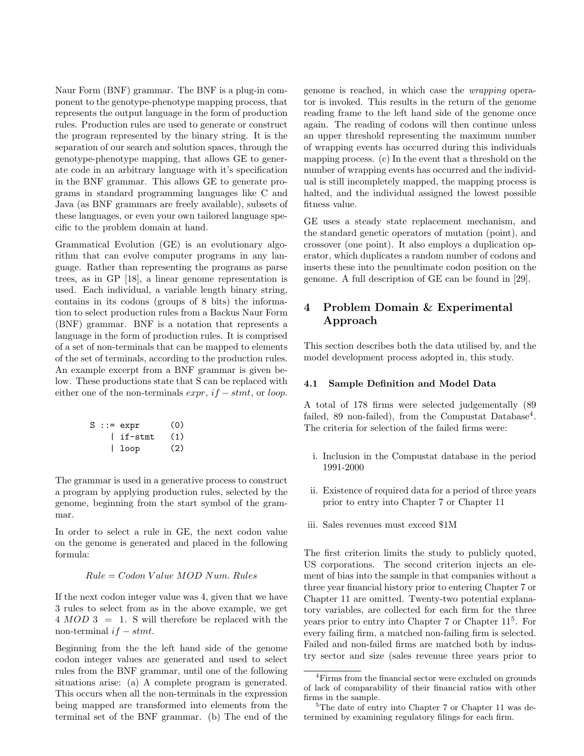Naur Form (BNF) grammar. The BNF is a plug-in component to the genotype-phenotype mapping process, that represents the output language in the form of production rules. Production rules are used to generate or construct the program represented by the binary string. It is the separation of our search and solution spaces, through the genotype-phenotype mapping, that allows GE to generate code in an arbitrary language with it's specification in the BNF grammar. This allows GE to generate programs in standard programming languages like C and Java (as BNF grammars are freely available), subsets of these languages, or even your own tailored language specific to the problem domain at hand.

Grammatical Evolution (GE) is an evolutionary algorithm that can evolve computer programs in any language. Rather than representing the programs as parse trees, as in GP [18], a linear genome representation is used. Each individual, a variable length binary string, contains in its codons (groups of 8 bits) the information to select production rules from a Backus Naur Form (BNF) grammar. BNF is a notation that represents a language in the form of production rules. It is comprised of a set of non-terminals that can be mapped to elements of the set of terminals, according to the production rules. An example excerpt from a BNF grammar is given below. These productions state that S can be replaced with either one of the non-terminals $expr$, $if-stmt$, or $loop$.

```
S ::= expr      (0)
    | if-stmt   (1)
    | loop      (2)
```

The grammar is used in a generative process to construct a program by applying production rules, selected by the genome, beginning from the start symbol of the grammar.

In order to select a rule in GE, the next codon value on the genome is generated and placed in the following formula:

$$Rule = Codon\,Value\ MOD\ Num.\ Rules$$

If the next codon integer value was 4, given that we have 3 rules to select from as in the above example, we get $4\ MOD\ 3\ =\ 1$. S will therefore be replaced with the non-terminal $if-stmt$.

Beginning from the the left hand side of the genome codon integer values are generated and used to select rules from the BNF grammar, until one of the following situations arise: (a) A complete program is generated. This occurs when all the non-terminals in the expression being mapped are transformed into elements from the terminal set of the BNF grammar. (b) The end of the genome is reached, in which case the *wrapping* operator is invoked. This results in the return of the genome reading frame to the left hand side of the genome once again. The reading of codons will then continue unless an upper threshold representing the maximum number of wrapping events has occurred during this individuals mapping process. (c) In the event that a threshold on the number of wrapping events has occurred and the individual is still incompletely mapped, the mapping process is halted, and the individual assigned the lowest possible fitness value.

GE uses a steady state replacement mechanism, and the standard genetic operators of mutation (point), and crossover (one point). It also employs a duplication operator, which duplicates a random number of codons and inserts these into the penultimate codon position on the genome. A full description of GE can be found in [29].

# 4 Problem Domain & Experimental Approach

This section describes both the data utilised by, and the model development process adopted in, this study.

## 4.1 Sample Definition and Model Data

A total of 178 firms were selected judgementally (89 failed, 89 non-failed), from the Compustat Database[4]. The criteria for selection of the failed firms were:

i. Inclusion in the Compustat database in the period 1991-2000

ii. Existence of required data for a period of three years prior to entry into Chapter 7 or Chapter 11

iii. Sales revenues must exceed $1M

The first criterion limits the study to publicly quoted, US corporations. The second criterion injects an element of bias into the sample in that companies without a three year financial history prior to entering Chapter 7 or Chapter 11 are omitted. Twenty-two potential explanatory variables, are collected for each firm for the three years prior to entry into Chapter 7 or Chapter 11[5]. For every failing firm, a matched non-failing firm is selected. Failed and non-failed firms are matched both by industry sector and size (sales revenue three years prior to

[4]Firms from the financial sector were excluded on grounds of lack of comparability of their financial ratios with other firms in the sample.

[5]The date of entry into Chapter 7 or Chapter 11 was determined by examining regulatory filings for each firm.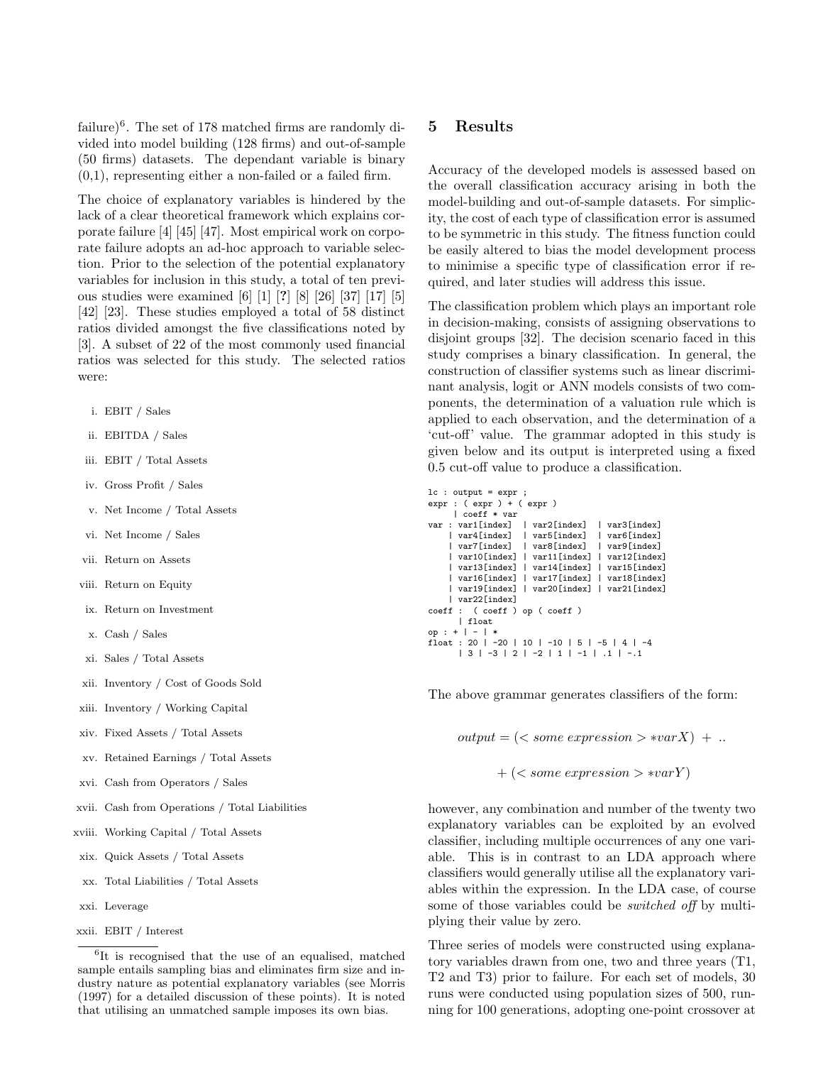failure)[6]. The set of 178 matched firms are randomly divided into model building (128 firms) and out-of-sample (50 firms) datasets. The dependant variable is binary (0,1), representing either a non-failed or a failed firm.

The choice of explanatory variables is hindered by the lack of a clear theoretical framework which explains corporate failure [4] [45] [47]. Most empirical work on corporate failure adopts an ad-hoc approach to variable selection. Prior to the selection of the potential explanatory variables for inclusion in this study, a total of ten previous studies were examined [6] [1] [?] [8] [26] [37] [17] [5] [42] [23]. These studies employed a total of 58 distinct ratios divided amongst the five classifications noted by [3]. A subset of 22 of the most commonly used financial ratios was selected for this study. The selected ratios were:

i. EBIT / Sales
ii. EBITDA / Sales
iii. EBIT / Total Assets
iv. Gross Profit / Sales
v. Net Income / Total Assets
vi. Net Income / Sales
vii. Return on Assets
viii. Return on Equity
ix. Return on Investment
x. Cash / Sales
xi. Sales / Total Assets
xii. Inventory / Cost of Goods Sold
xiii. Inventory / Working Capital
xiv. Fixed Assets / Total Assets
xv. Retained Earnings / Total Assets
xvi. Cash from Operators / Sales
xvii. Cash from Operations / Total Liabilities
xviii. Working Capital / Total Assets
xix. Quick Assets / Total Assets
xx. Total Liabilities / Total Assets
xxi. Leverage
xxii. EBIT / Interest

[6] It is recognised that the use of an equalised, matched sample entails sampling bias and eliminates firm size and industry nature as potential explanatory variables (see Morris (1997) for a detailed discussion of these points). It is noted that utilising an unmatched sample imposes its own bias.

## 5 Results

Accuracy of the developed models is assessed based on the overall classification accuracy arising in both the model-building and out-of-sample datasets. For simplicity, the cost of each type of classification error is assumed to be symmetric in this study. The fitness function could be easily altered to bias the model development process to minimise a specific type of classification error if required, and later studies will address this issue.

The classification problem which plays an important role in decision-making, consists of assigning observations to disjoint groups [32]. The decision scenario faced in this study comprises a binary classification. In general, the construction of classifier systems such as linear discriminant analysis, logit or ANN models consists of two components, the determination of a valuation rule which is applied to each observation, and the determination of a 'cut-off' value. The grammar adopted in this study is given below and its output is interpreted using a fixed 0.5 cut-off value to produce a classification.

```
lc : output = expr ;
expr : ( expr ) + ( expr )
     | coeff * var
var : var1[index]  | var2[index]  | var3[index]
    | var4[index]  | var5[index]  | var6[index]
    | var7[index]  | var8[index]  | var9[index]
    | var10[index] | var11[index] | var12[index]
    | var13[index] | var14[index] | var15[index]
    | var16[index] | var17[index] | var18[index]
    | var19[index] | var20[index] | var21[index]
    | var22[index]
coeff :  ( coeff ) op ( coeff )
      | float
op : + | - | *
float : 20 | -20 | 10 | -10 | 5 | -5 | 4 | -4
      | 3 | -3 | 2 | -2 | 1 | -1 | .1 | -.1
```

The above grammar generates classifiers of the form:

$$output = (< some\ expression > *varX) \ + \ ..$$

$$+ \ (< some\ expression > *varY)$$

however, any combination and number of the twenty two explanatory variables can be exploited by an evolved classifier, including multiple occurrences of any one variable. This is in contrast to an LDA approach where classifiers would generally utilise all the explanatory variables within the expression. In the LDA case, of course some of those variables could be *switched off* by multiplying their value by zero.

Three series of models were constructed using explanatory variables drawn from one, two and three years (T1, T2 and T3) prior to failure. For each set of models, 30 runs were conducted using population sizes of 500, running for 100 generations, adopting one-point crossover at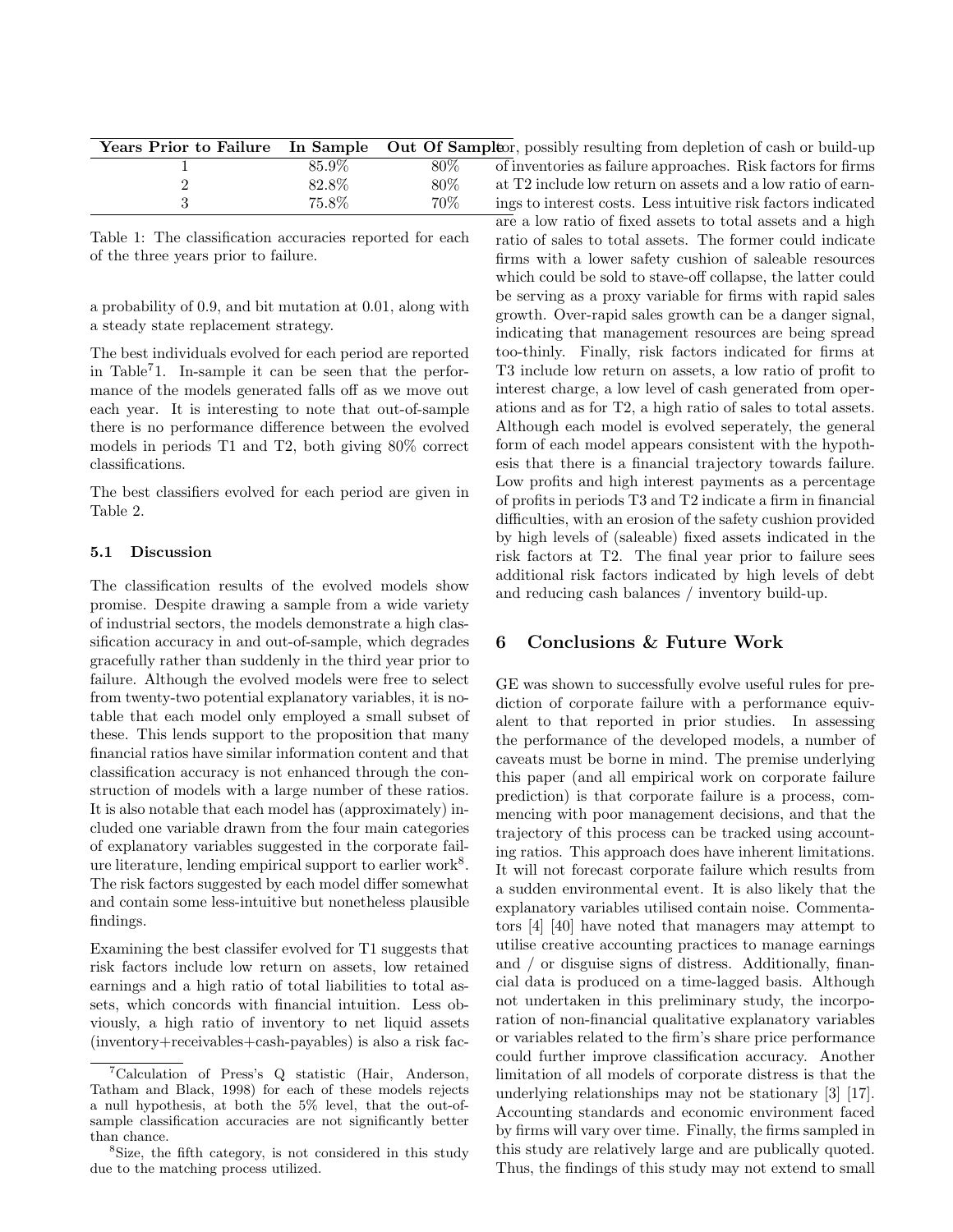| Years Prior to Failure | In Sample | Out Of Sample |
|---|---|---|
| 1 | 85.9% | 80% |
| 2 | 82.8% | 80% |
| 3 | 75.8% | 70% |

Table 1: The classification accuracies reported for each of the three years prior to failure.

a probability of 0.9, and bit mutation at 0.01, along with a steady state replacement strategy.

The best individuals evolved for each period are reported in Table[7]1. In-sample it can be seen that the performance of the models generated falls off as we move out each year. It is interesting to note that out-of-sample there is no performance difference between the evolved models in periods T1 and T2, both giving 80% correct classifications.

The best classifiers evolved for each period are given in Table 2.

### 5.1 Discussion

The classification results of the evolved models show promise. Despite drawing a sample from a wide variety of industrial sectors, the models demonstrate a high classification accuracy in and out-of-sample, which degrades gracefully rather than suddenly in the third year prior to failure. Although the evolved models were free to select from twenty-two potential explanatory variables, it is notable that each model only employed a small subset of these. This lends support to the proposition that many financial ratios have similar information content and that classification accuracy is not enhanced through the construction of models with a large number of these ratios. It is also notable that each model has (approximately) included one variable drawn from the four main categories of explanatory variables suggested in the corporate failure literature, lending empirical support to earlier work[8]. The risk factors suggested by each model differ somewhat and contain some less-intuitive but nonetheless plausible findings.

Examining the best classifer evolved for T1 suggests that risk factors include low return on assets, low retained earnings and a high ratio of total liabilities to total assets, which concords with financial intuition. Less obviously, a high ratio of inventory to net liquid assets (inventory+receivables+cash-payables) is also a risk factor, possibly resulting from depletion of cash or build-up of inventories as failure approaches. Risk factors for firms at T2 include low return on assets and a low ratio of earnings to interest costs. Less intuitive risk factors indicated are a low ratio of fixed assets to total assets and a high ratio of sales to total assets. The former could indicate firms with a lower safety cushion of saleable resources which could be sold to stave-off collapse, the latter could be serving as a proxy variable for firms with rapid sales growth. Over-rapid sales growth can be a danger signal, indicating that management resources are being spread too-thinly. Finally, risk factors indicated for firms at T3 include low return on assets, a low ratio of profit to interest charge, a low level of cash generated from operations and as for T2, a high ratio of sales to total assets. Although each model is evolved seperately, the general form of each model appears consistent with the hypothesis that there is a financial trajectory towards failure. Low profits and high interest payments as a percentage of profits in periods T3 and T2 indicate a firm in financial difficulties, with an erosion of the safety cushion provided by high levels of (saleable) fixed assets indicated in the risk factors at T2. The final year prior to failure sees additional risk factors indicated by high levels of debt and reducing cash balances / inventory build-up.

## 6 Conclusions & Future Work

GE was shown to successfully evolve useful rules for prediction of corporate failure with a performance equivalent to that reported in prior studies. In assessing the performance of the developed models, a number of caveats must be borne in mind. The premise underlying this paper (and all empirical work on corporate failure prediction) is that corporate failure is a process, commencing with poor management decisions, and that the trajectory of this process can be tracked using accounting ratios. This approach does have inherent limitations. It will not forecast corporate failure which results from a sudden environmental event. It is also likely that the explanatory variables utilised contain noise. Commentators [4] [40] have noted that managers may attempt to utilise creative accounting practices to manage earnings and / or disguise signs of distress. Additionally, financial data is produced on a time-lagged basis. Although not undertaken in this preliminary study, the incorporation of non-financial qualitative explanatory variables or variables related to the firm's share price performance could further improve classification accuracy. Another limitation of all models of corporate distress is that the underlying relationships may not be stationary [3] [17]. Accounting standards and economic environment faced by firms will vary over time. Finally, the firms sampled in this study are relatively large and are publically quoted. Thus, the findings of this study may not extend to small

[7] Calculation of Press's Q statistic (Hair, Anderson, Tatham and Black, 1998) for each of these models rejects a null hypothesis, at both the 5% level, that the out-of-sample classification accuracies are not significantly better than chance.

[8] Size, the fifth category, is not considered in this study due to the matching process utilized.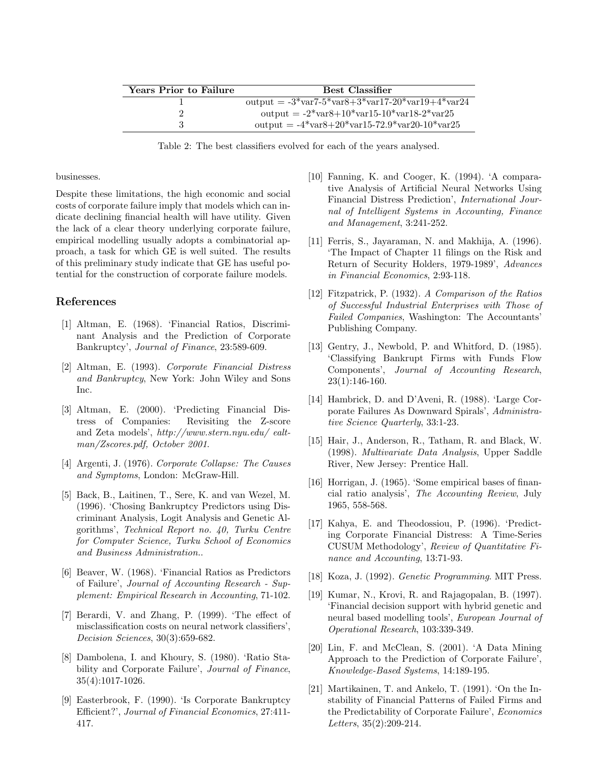| Years Prior to Failure | Best Classifier |
|---|---|
| 1 | output = -3*var7-5*var8+3*var17-20*var19+4*var24 |
| 2 | output = -2*var8+10*var15-10*var18-2*var25 |
| 3 | output = -4*var8+20*var15-72.9*var20-10*var25 |

Table 2: The best classifiers evolved for each of the years analysed.

businesses.

Despite these limitations, the high economic and social costs of corporate failure imply that models which can indicate declining financial health will have utility. Given the lack of a clear theory underlying corporate failure, empirical modelling usually adopts a combinatorial approach, a task for which GE is well suited. The results of this preliminary study indicate that GE has useful potential for the construction of corporate failure models.

## References

[1] Altman, E. (1968). 'Financial Ratios, Discriminant Analysis and the Prediction of Corporate Bankruptcy', *Journal of Finance*, 23:589-609.

[2] Altman, E. (1993). *Corporate Financial Distress and Bankruptcy*, New York: John Wiley and Sons Inc.

[3] Altman, E. (2000). 'Predicting Financial Distress of Companies: Revisiting the Z-score and Zeta models', *http://www.stern.nyu.edu/ ealtman/Zscores.pdf, October 2001*.

[4] Argenti, J. (1976). *Corporate Collapse: The Causes and Symptoms*, London: McGraw-Hill.

[5] Back, B., Laitinen, T., Sere, K. and van Wezel, M. (1996). 'Chosing Bankruptcy Predictors using Discriminant Analysis, Logit Analysis and Genetic Algorithms', *Technical Report no. 40, Turku Centre for Computer Science, Turku School of Economics and Business Administration.*.

[6] Beaver, W. (1968). 'Financial Ratios as Predictors of Failure', *Journal of Accounting Research - Supplement: Empirical Research in Accounting*, 71-102.

[7] Berardi, V. and Zhang, P. (1999). 'The effect of misclassification costs on neural network classifiers', *Decision Sciences*, 30(3):659-682.

[8] Dambolena, I. and Khoury, S. (1980). 'Ratio Stability and Corporate Failure', *Journal of Finance*, 35(4):1017-1026.

[9] Easterbrook, F. (1990). 'Is Corporate Bankruptcy Efficient?', *Journal of Financial Economics*, 27:411-417.

[10] Fanning, K. and Cooger, K. (1994). 'A comparative Analysis of Artificial Neural Networks Using Financial Distress Prediction', *International Journal of Intelligent Systems in Accounting, Finance and Management*, 3:241-252.

[11] Ferris, S., Jayaraman, N. and Makhija, A. (1996). 'The Impact of Chapter 11 filings on the Risk and Return of Security Holders, 1979-1989', *Advances in Financial Economics*, 2:93-118.

[12] Fitzpatrick, P. (1932). *A Comparison of the Ratios of Successful Industrial Enterprises with Those of Failed Companies*, Washington: The Accountants' Publishing Company.

[13] Gentry, J., Newbold, P. and Whitford, D. (1985). 'Classifying Bankrupt Firms with Funds Flow Components', *Journal of Accounting Research*, 23(1):146-160.

[14] Hambrick, D. and D'Aveni, R. (1988). 'Large Corporate Failures As Downward Spirals', *Administrative Science Quarterly*, 33:1-23.

[15] Hair, J., Anderson, R., Tatham, R. and Black, W. (1998). *Multivariate Data Analysis*, Upper Saddle River, New Jersey: Prentice Hall.

[16] Horrigan, J. (1965). 'Some empirical bases of financial ratio analysis', *The Accounting Review*, July 1965, 558-568.

[17] Kahya, E. and Theodossiou, P. (1996). 'Predicting Corporate Financial Distress: A Time-Series CUSUM Methodology', *Review of Quantitative Finance and Accounting*, 13:71-93.

[18] Koza, J. (1992). *Genetic Programming*. MIT Press.

[19] Kumar, N., Krovi, R. and Rajagopalan, B. (1997). 'Financial decision support with hybrid genetic and neural based modelling tools', *European Journal of Operational Research*, 103:339-349.

[20] Lin, F. and McClean, S. (2001). 'A Data Mining Approach to the Prediction of Corporate Failure', *Knowledge-Based Systems*, 14:189-195.

[21] Martikainen, T. and Ankelo, T. (1991). 'On the Instability of Financial Patterns of Failed Firms and the Predictability of Corporate Failure', *Economics Letters*, 35(2):209-214.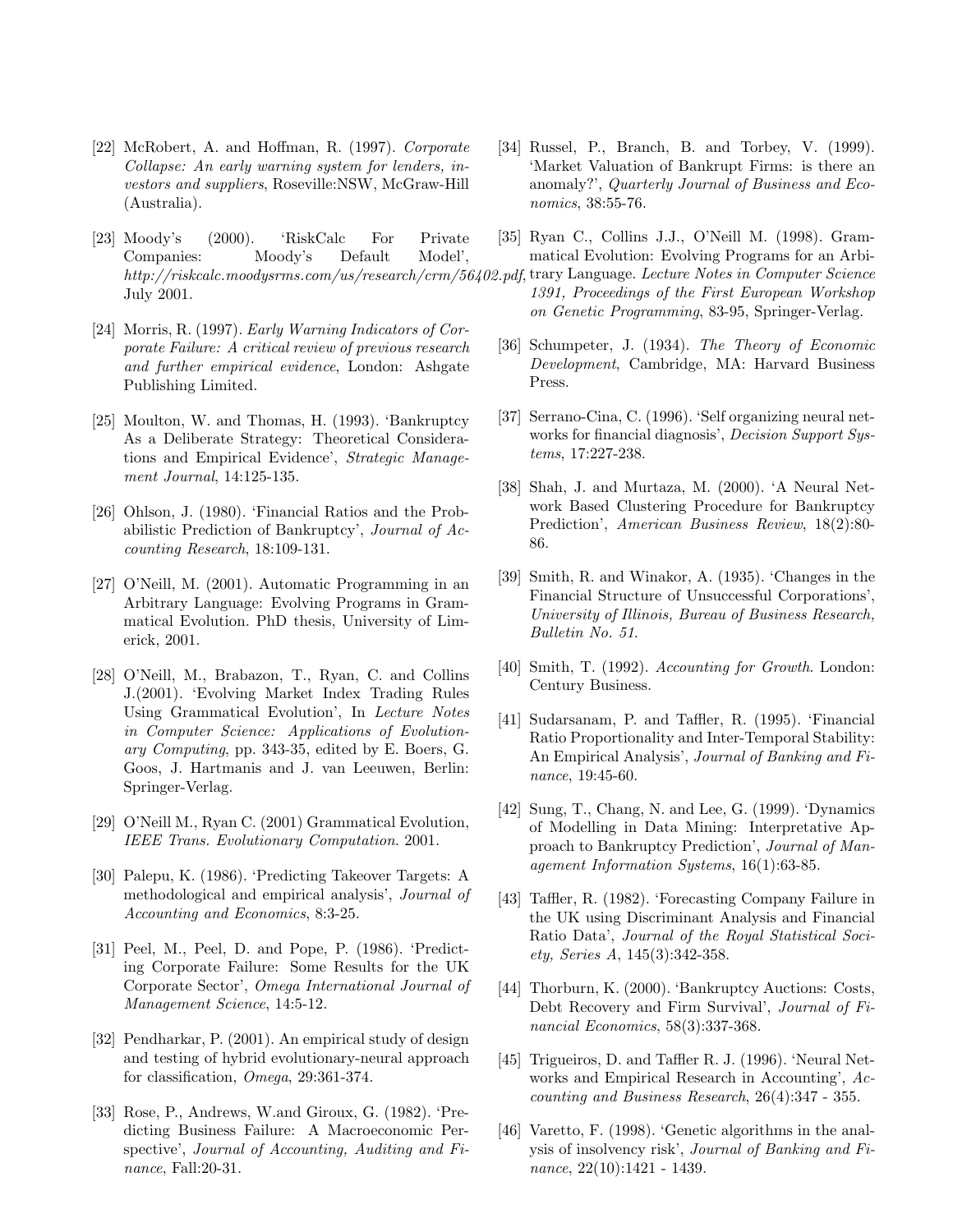[22] McRobert, A. and Hoffman, R. (1997). *Corporate Collapse: An early warning system for lenders, investors and suppliers*, Roseville:NSW, McGraw-Hill (Australia).

[23] Moody's (2000). 'RiskCalc For Private Companies: Moody's Default Model', *http://riskcalc.moodysrms.com/us/research/crm/56402.pdf*, July 2001.

[24] Morris, R. (1997). *Early Warning Indicators of Corporate Failure: A critical review of previous research and further empirical evidence*, London: Ashgate Publishing Limited.

[25] Moulton, W. and Thomas, H. (1993). 'Bankruptcy As a Deliberate Strategy: Theoretical Considerations and Empirical Evidence', *Strategic Management Journal*, 14:125-135.

[26] Ohlson, J. (1980). 'Financial Ratios and the Probabilistic Prediction of Bankruptcy', *Journal of Accounting Research*, 18:109-131.

[27] O'Neill, M. (2001). Automatic Programming in an Arbitrary Language: Evolving Programs in Grammatical Evolution. PhD thesis, University of Limerick, 2001.

[28] O'Neill, M., Brabazon, T., Ryan, C. and Collins J.(2001). 'Evolving Market Index Trading Rules Using Grammatical Evolution', In *Lecture Notes in Computer Science: Applications of Evolutionary Computing*, pp. 343-35, edited by E. Boers, G. Goos, J. Hartmanis and J. van Leeuwen, Berlin: Springer-Verlag.

[29] O'Neill M., Ryan C. (2001) Grammatical Evolution, *IEEE Trans. Evolutionary Computation*. 2001.

[30] Palepu, K. (1986). 'Predicting Takeover Targets: A methodological and empirical analysis', *Journal of Accounting and Economics*, 8:3-25.

[31] Peel, M., Peel, D. and Pope, P. (1986). 'Predicting Corporate Failure: Some Results for the UK Corporate Sector', *Omega International Journal of Management Science*, 14:5-12.

[32] Pendharkar, P. (2001). An empirical study of design and testing of hybrid evolutionary-neural approach for classification, *Omega*, 29:361-374.

[33] Rose, P., Andrews, W.and Giroux, G. (1982). 'Predicting Business Failure: A Macroeconomic Perspective', *Journal of Accounting, Auditing and Finance*, Fall:20-31.

[34] Russel, P., Branch, B. and Torbey, V. (1999). 'Market Valuation of Bankrupt Firms: is there an anomaly?', *Quarterly Journal of Business and Economics*, 38:55-76.

[35] Ryan C., Collins J.J., O'Neill M. (1998). Grammatical Evolution: Evolving Programs for an Arbitrary Language. *Lecture Notes in Computer Science 1391, Proceedings of the First European Workshop on Genetic Programming*, 83-95, Springer-Verlag.

[36] Schumpeter, J. (1934). *The Theory of Economic Development*, Cambridge, MA: Harvard Business Press.

[37] Serrano-Cina, C. (1996). 'Self organizing neural networks for financial diagnosis', *Decision Support Systems*, 17:227-238.

[38] Shah, J. and Murtaza, M. (2000). 'A Neural Network Based Clustering Procedure for Bankruptcy Prediction', *American Business Review*, 18(2):80-86.

[39] Smith, R. and Winakor, A. (1935). 'Changes in the Financial Structure of Unsuccessful Corporations', *University of Illinois, Bureau of Business Research, Bulletin No. 51.*

[40] Smith, T. (1992). *Accounting for Growth*. London: Century Business.

[41] Sudarsanam, P. and Taffler, R. (1995). 'Financial Ratio Proportionality and Inter-Temporal Stability: An Empirical Analysis', *Journal of Banking and Finance*, 19:45-60.

[42] Sung, T., Chang, N. and Lee, G. (1999). 'Dynamics of Modelling in Data Mining: Interpretative Approach to Bankruptcy Prediction', *Journal of Management Information Systems*, 16(1):63-85.

[43] Taffler, R. (1982). 'Forecasting Company Failure in the UK using Discriminant Analysis and Financial Ratio Data', *Journal of the Royal Statistical Society, Series A*, 145(3):342-358.

[44] Thorburn, K. (2000). 'Bankruptcy Auctions: Costs, Debt Recovery and Firm Survival', *Journal of Financial Economics*, 58(3):337-368.

[45] Trigueiros, D. and Taffler R. J. (1996). 'Neural Networks and Empirical Research in Accounting', *Accounting and Business Research*, 26(4):347 - 355.

[46] Varetto, F. (1998). 'Genetic algorithms in the analysis of insolvency risk', *Journal of Banking and Finance*, 22(10):1421 - 1439.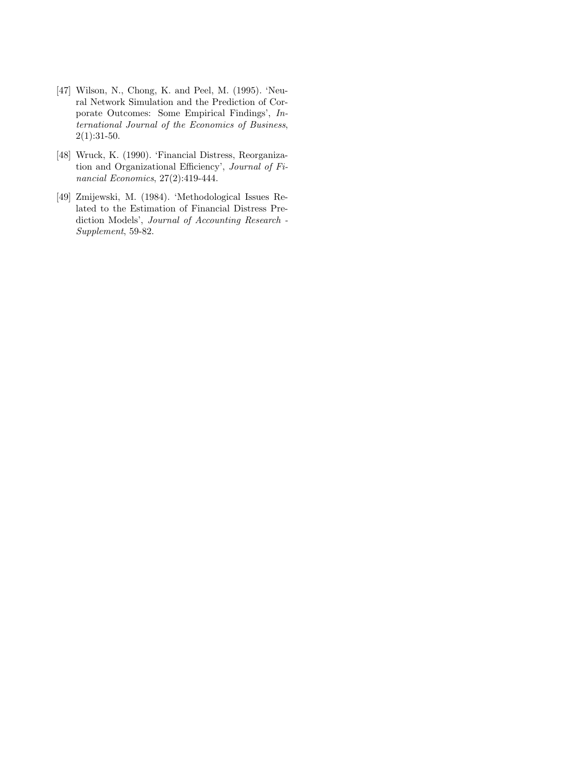[47] Wilson, N., Chong, K. and Peel, M. (1995). 'Neural Network Simulation and the Prediction of Corporate Outcomes: Some Empirical Findings', *International Journal of the Economics of Business*, 2(1):31-50.

[48] Wruck, K. (1990). 'Financial Distress, Reorganization and Organizational Efficiency', *Journal of Financial Economics*, 27(2):419-444.

[49] Zmijewski, M. (1984). 'Methodological Issues Related to the Estimation of Financial Distress Prediction Models', *Journal of Accounting Research - Supplement*, 59-82.